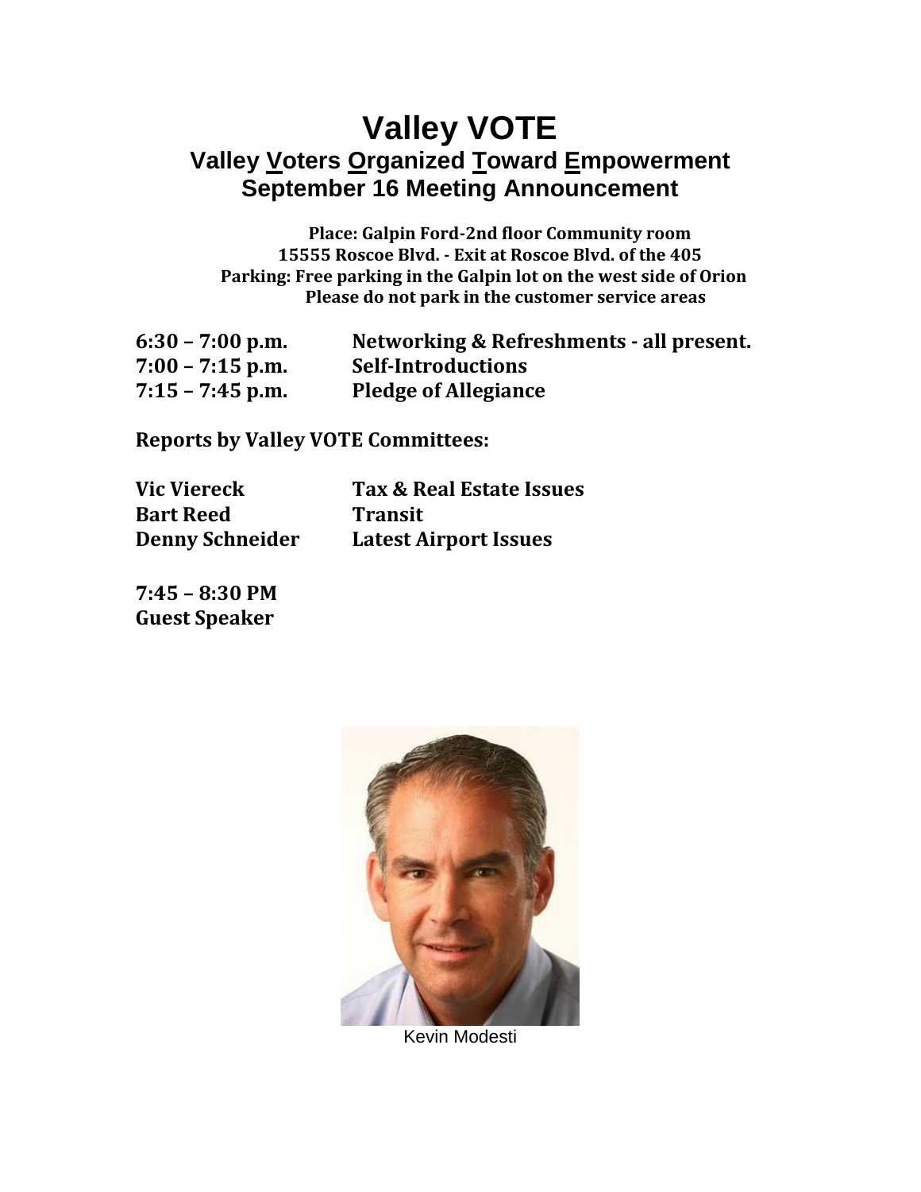# Valley VOTE

## Valley Voters Organized Toward Empowerment

## September 16 Meeting Announcement

**Place: Galpin Ford-2nd floor Community room**
**15555 Roscoe Blvd. - Exit at Roscoe Blvd. of the 405**
**Parking: Free parking in the Galpin lot on the west side of Orion**
**Please do not park in the customer service areas**

| | |
|---|---|
| **6:30 – 7:00 p.m.** | **Networking & Refreshments - all present.** |
| **7:00 – 7:15 p.m.** | **Self-Introductions** |
| **7:15 – 7:45 p.m.** | **Pledge of Allegiance** |

**Reports by Valley VOTE Committees:**

| | |
|---|---|
| **Vic Viereck** | **Tax & Real Estate Issues** |
| **Bart Reed** | **Transit** |
| **Denny Schneider** | **Latest Airport Issues** |

**7:45 – 8:30 PM**
**Guest Speaker**

Kevin Modesti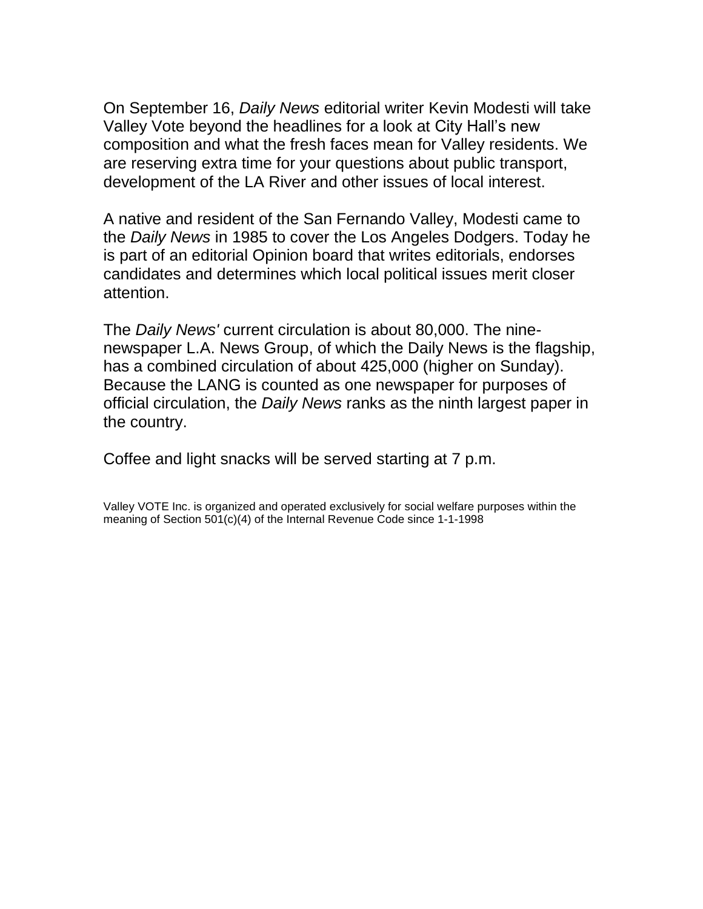On September 16, *Daily News* editorial writer Kevin Modesti will take Valley Vote beyond the headlines for a look at City Hall's new composition and what the fresh faces mean for Valley residents. We are reserving extra time for your questions about public transport, development of the LA River and other issues of local interest.

A native and resident of the San Fernando Valley, Modesti came to the *Daily News* in 1985 to cover the Los Angeles Dodgers. Today he is part of an editorial Opinion board that writes editorials, endorses candidates and determines which local political issues merit closer attention.

The *Daily News'* current circulation is about 80,000. The nine-newspaper L.A. News Group, of which the Daily News is the flagship, has a combined circulation of about 425,000 (higher on Sunday). Because the LANG is counted as one newspaper for purposes of official circulation, the *Daily News* ranks as the ninth largest paper in the country.

Coffee and light snacks will be served starting at 7 p.m.

Valley VOTE Inc. is organized and operated exclusively for social welfare purposes within the meaning of Section 501(c)(4) of the Internal Revenue Code since 1-1-1998